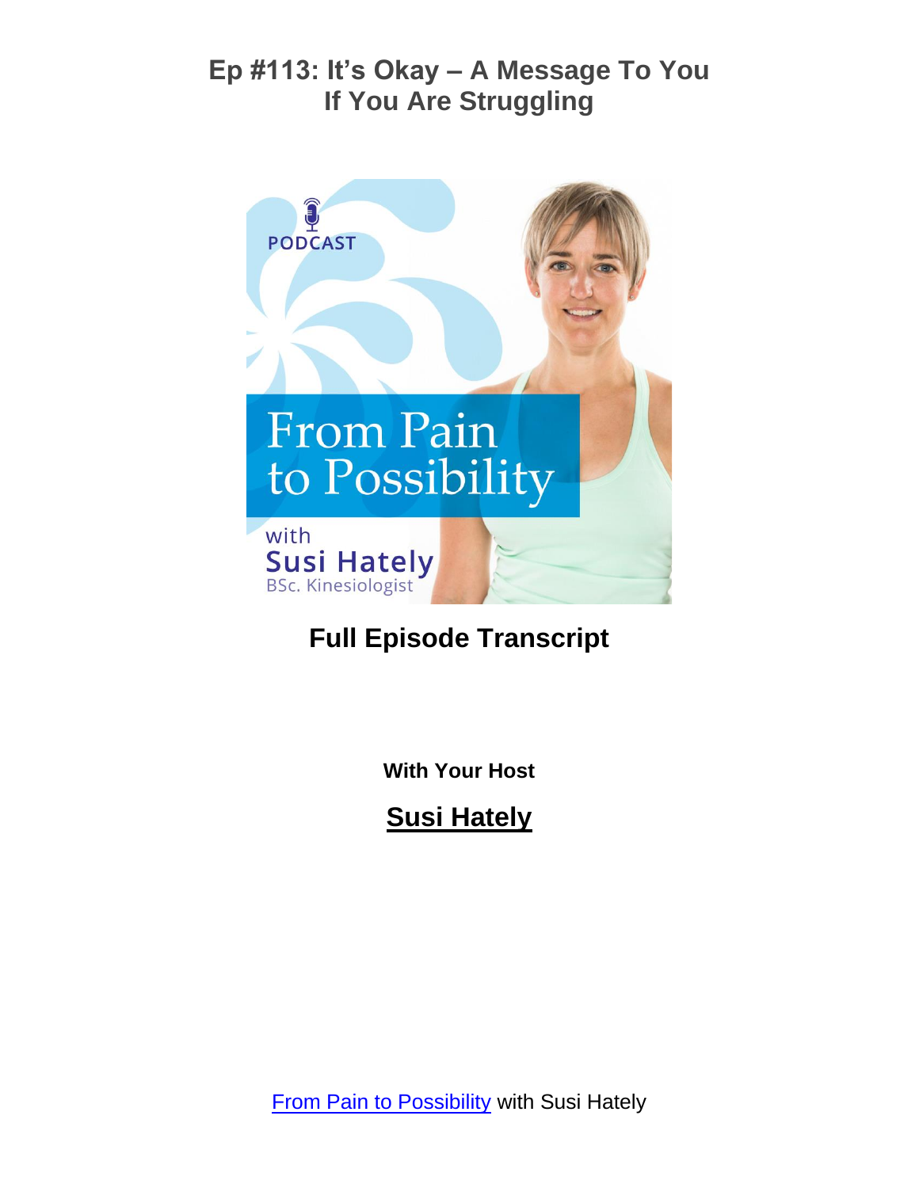# Ep #113: It's Okay – A Message To You If You Are Struggling

**Full Episode Transcript**

**With Your Host**

**Susi Hately**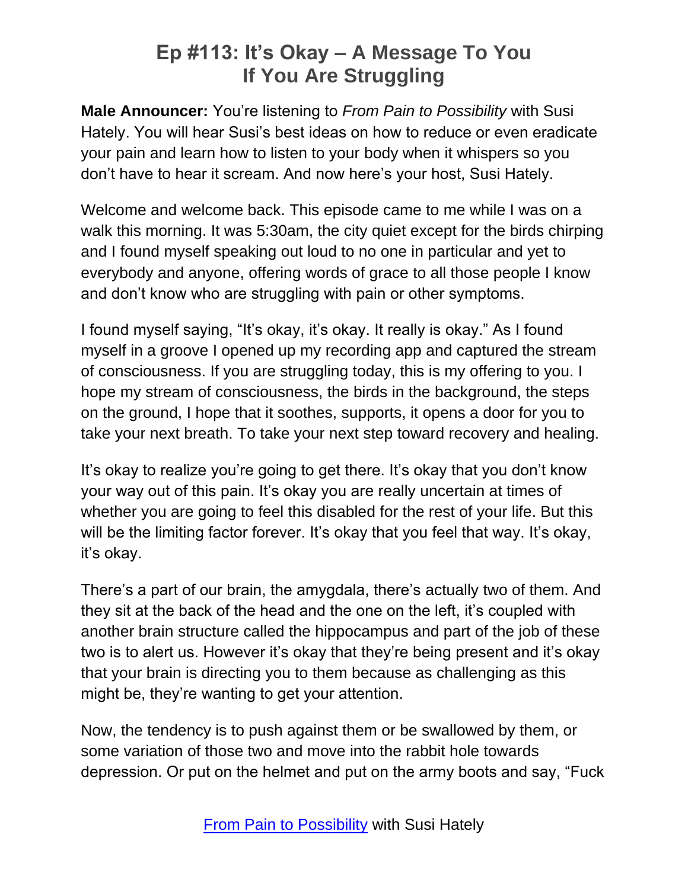# Ep #113: It's Okay – A Message To You If You Are Struggling

**Male Announcer:** You're listening to *From Pain to Possibility* with Susi Hately. You will hear Susi's best ideas on how to reduce or even eradicate your pain and learn how to listen to your body when it whispers so you don't have to hear it scream. And now here's your host, Susi Hately.

Welcome and welcome back. This episode came to me while I was on a walk this morning. It was 5:30am, the city quiet except for the birds chirping and I found myself speaking out loud to no one in particular and yet to everybody and anyone, offering words of grace to all those people I know and don't know who are struggling with pain or other symptoms.

I found myself saying, "It's okay, it's okay. It really is okay." As I found myself in a groove I opened up my recording app and captured the stream of consciousness. If you are struggling today, this is my offering to you. I hope my stream of consciousness, the birds in the background, the steps on the ground, I hope that it soothes, supports, it opens a door for you to take your next breath. To take your next step toward recovery and healing.

It's okay to realize you're going to get there. It's okay that you don't know your way out of this pain. It's okay you are really uncertain at times of whether you are going to feel this disabled for the rest of your life. But this will be the limiting factor forever. It's okay that you feel that way. It's okay, it's okay.

There's a part of our brain, the amygdala, there's actually two of them. And they sit at the back of the head and the one on the left, it's coupled with another brain structure called the hippocampus and part of the job of these two is to alert us. However it's okay that they're being present and it's okay that your brain is directing you to them because as challenging as this might be, they're wanting to get your attention.

Now, the tendency is to push against them or be swallowed by them, or some variation of those two and move into the rabbit hole towards depression. Or put on the helmet and put on the army boots and say, "Fuck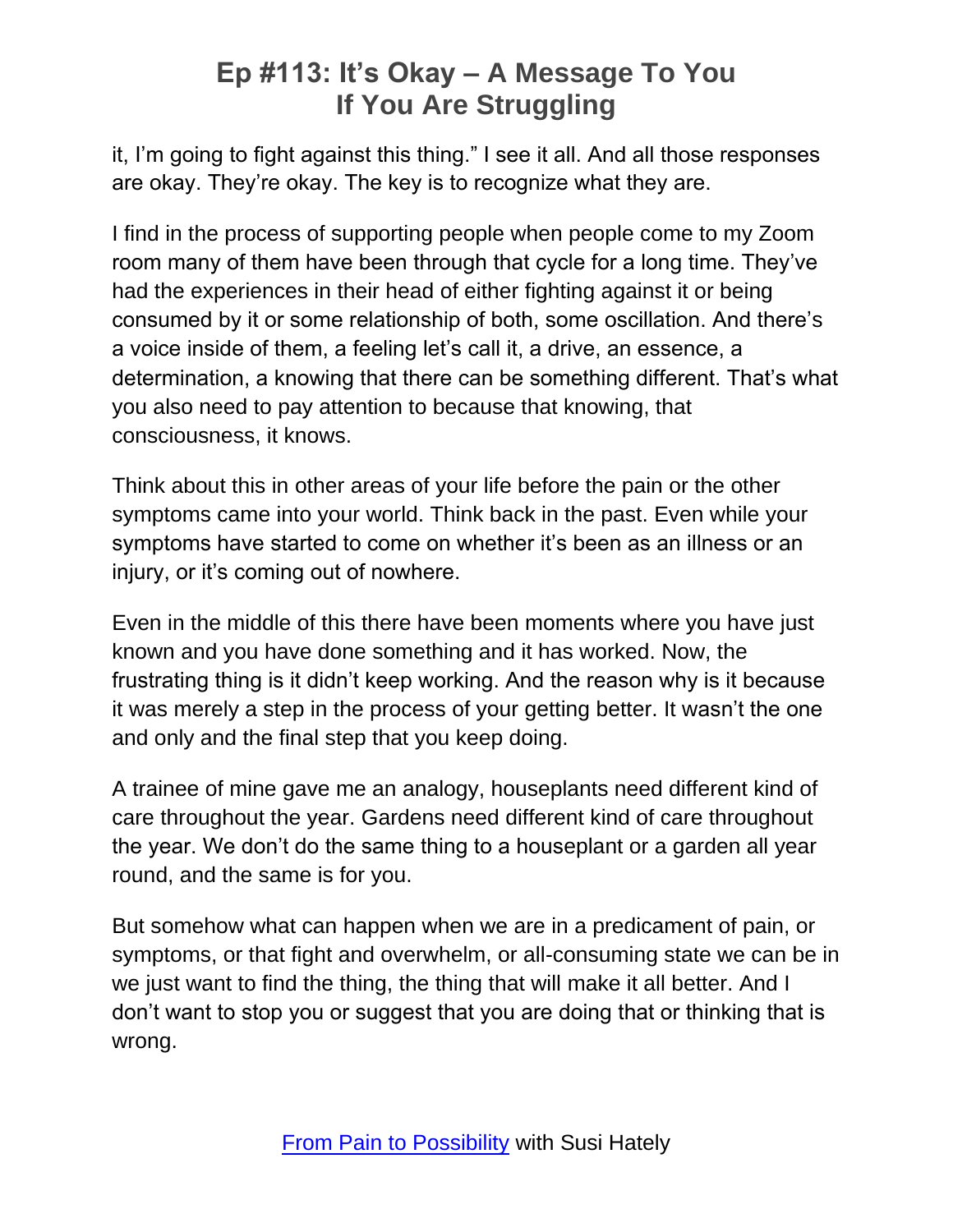it, I'm going to fight against this thing." I see it all. And all those responses are okay. They're okay. The key is to recognize what they are.

I find in the process of supporting people when people come to my Zoom room many of them have been through that cycle for a long time. They've had the experiences in their head of either fighting against it or being consumed by it or some relationship of both, some oscillation. And there's a voice inside of them, a feeling let's call it, a drive, an essence, a determination, a knowing that there can be something different. That's what you also need to pay attention to because that knowing, that consciousness, it knows.

Think about this in other areas of your life before the pain or the other symptoms came into your world. Think back in the past. Even while your symptoms have started to come on whether it's been as an illness or an injury, or it's coming out of nowhere.

Even in the middle of this there have been moments where you have just known and you have done something and it has worked. Now, the frustrating thing is it didn't keep working. And the reason why is it because it was merely a step in the process of your getting better. It wasn't the one and only and the final step that you keep doing.

A trainee of mine gave me an analogy, houseplants need different kind of care throughout the year. Gardens need different kind of care throughout the year. We don't do the same thing to a houseplant or a garden all year round, and the same is for you.

But somehow what can happen when we are in a predicament of pain, or symptoms, or that fight and overwhelm, or all-consuming state we can be in we just want to find the thing, the thing that will make it all better. And I don't want to stop you or suggest that you are doing that or thinking that is wrong.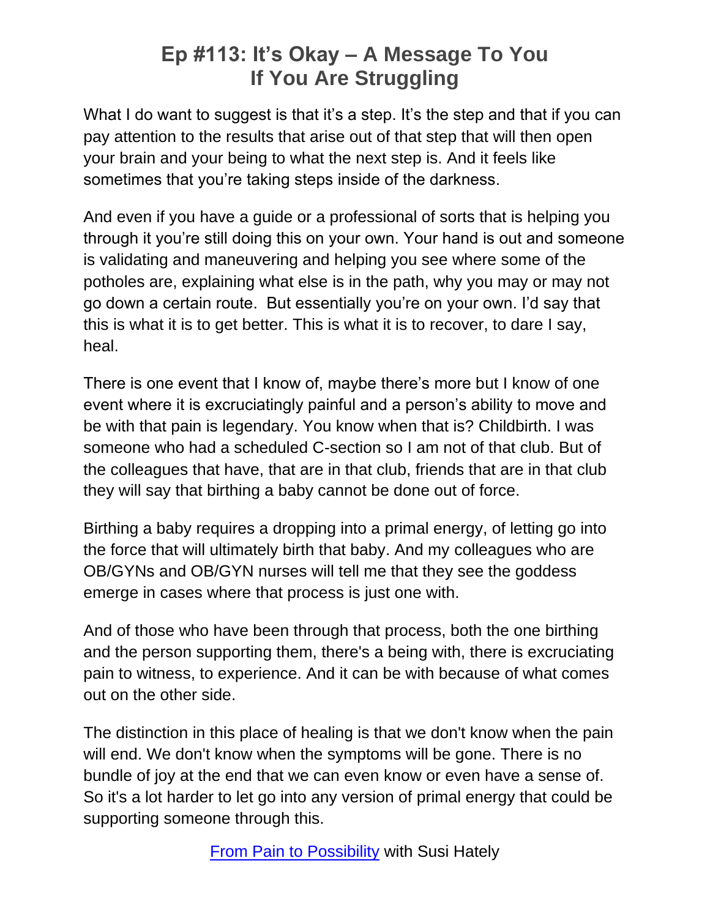What I do want to suggest is that it's a step. It's the step and that if you can pay attention to the results that arise out of that step that will then open your brain and your being to what the next step is. And it feels like sometimes that you're taking steps inside of the darkness.

And even if you have a guide or a professional of sorts that is helping you through it you're still doing this on your own. Your hand is out and someone is validating and maneuvering and helping you see where some of the potholes are, explaining what else is in the path, why you may or may not go down a certain route. But essentially you're on your own. I'd say that this is what it is to get better. This is what it is to recover, to dare I say, heal.

There is one event that I know of, maybe there's more but I know of one event where it is excruciatingly painful and a person's ability to move and be with that pain is legendary. You know when that is? Childbirth. I was someone who had a scheduled C-section so I am not of that club. But of the colleagues that have, that are in that club, friends that are in that club they will say that birthing a baby cannot be done out of force.

Birthing a baby requires a dropping into a primal energy, of letting go into the force that will ultimately birth that baby. And my colleagues who are OB/GYNs and OB/GYN nurses will tell me that they see the goddess emerge in cases where that process is just one with.

And of those who have been through that process, both the one birthing and the person supporting them, there's a being with, there is excruciating pain to witness, to experience. And it can be with because of what comes out on the other side.

The distinction in this place of healing is that we don't know when the pain will end. We don't know when the symptoms will be gone. There is no bundle of joy at the end that we can even know or even have a sense of. So it's a lot harder to let go into any version of primal energy that could be supporting someone through this.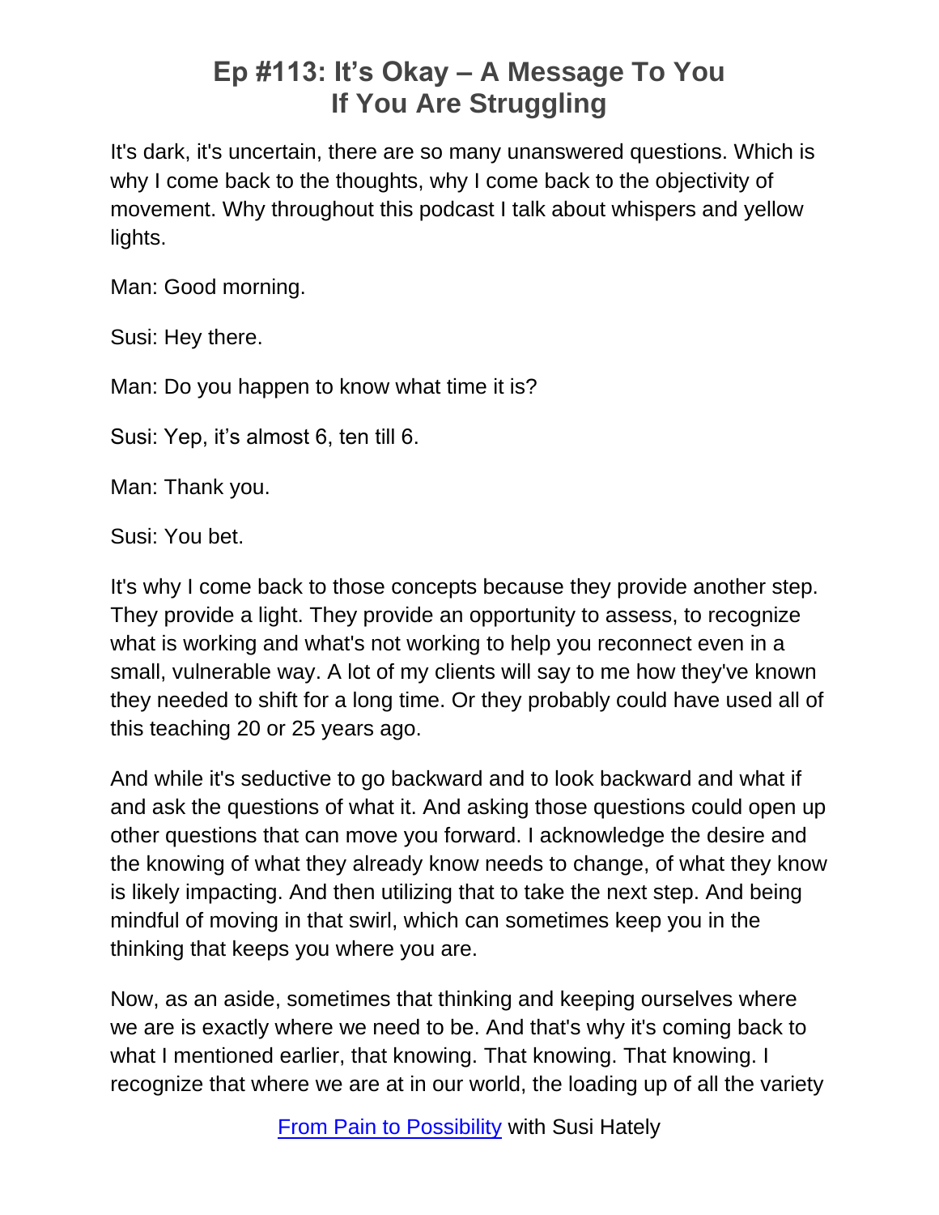It's dark, it's uncertain, there are so many unanswered questions. Which is why I come back to the thoughts, why I come back to the objectivity of movement. Why throughout this podcast I talk about whispers and yellow lights.

Man: Good morning.

Susi: Hey there.

Man: Do you happen to know what time it is?

Susi: Yep, it's almost 6, ten till 6.

Man: Thank you.

Susi: You bet.

It's why I come back to those concepts because they provide another step. They provide a light. They provide an opportunity to assess, to recognize what is working and what's not working to help you reconnect even in a small, vulnerable way. A lot of my clients will say to me how they've known they needed to shift for a long time. Or they probably could have used all of this teaching 20 or 25 years ago.

And while it's seductive to go backward and to look backward and what if and ask the questions of what it. And asking those questions could open up other questions that can move you forward. I acknowledge the desire and the knowing of what they already know needs to change, of what they know is likely impacting. And then utilizing that to take the next step. And being mindful of moving in that swirl, which can sometimes keep you in the thinking that keeps you where you are.

Now, as an aside, sometimes that thinking and keeping ourselves where we are is exactly where we need to be. And that's why it's coming back to what I mentioned earlier, that knowing. That knowing. That knowing. I recognize that where we are at in our world, the loading up of all the variety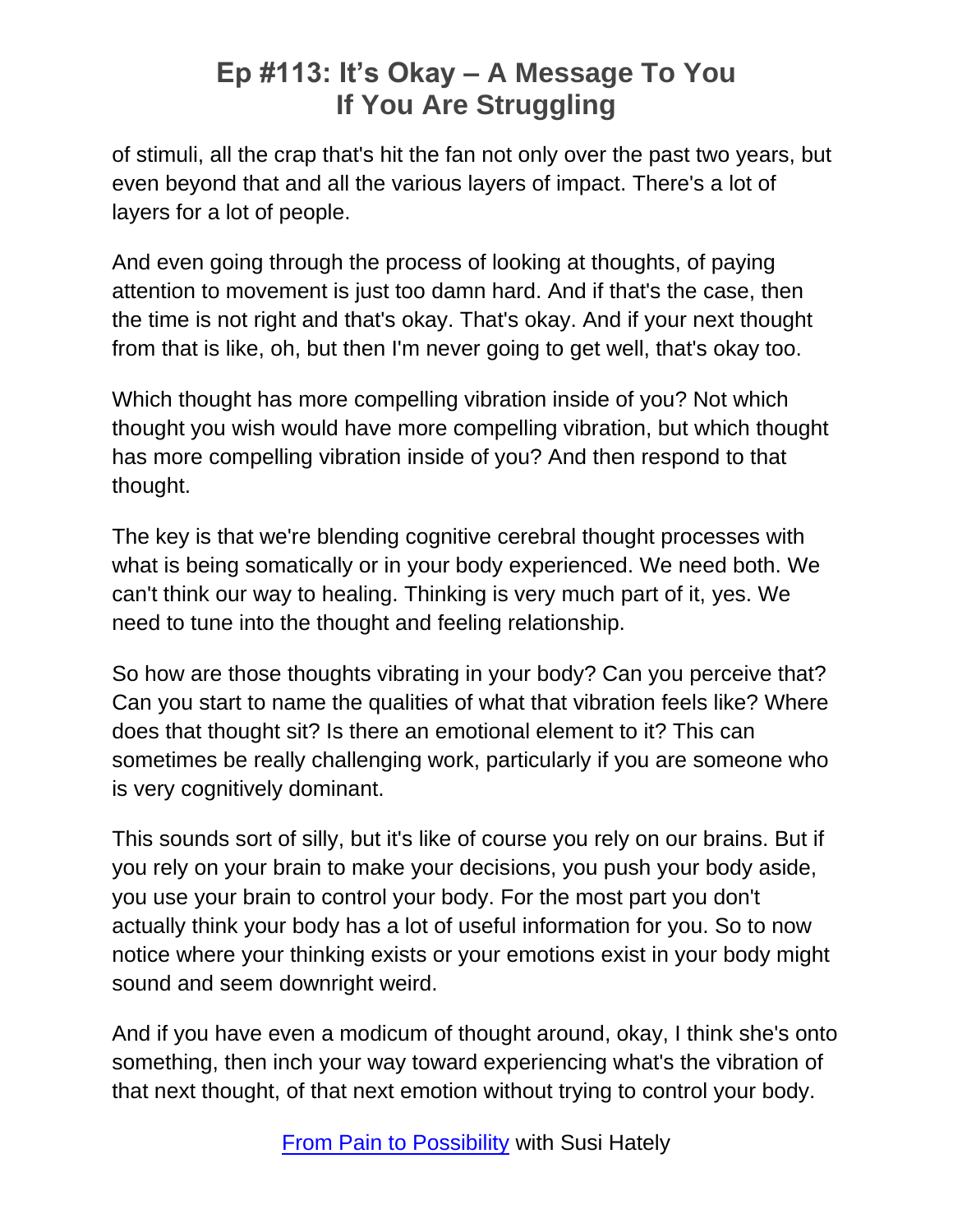of stimuli, all the crap that's hit the fan not only over the past two years, but even beyond that and all the various layers of impact. There's a lot of layers for a lot of people.

And even going through the process of looking at thoughts, of paying attention to movement is just too damn hard. And if that's the case, then the time is not right and that's okay. That's okay. And if your next thought from that is like, oh, but then I'm never going to get well, that's okay too.

Which thought has more compelling vibration inside of you? Not which thought you wish would have more compelling vibration, but which thought has more compelling vibration inside of you? And then respond to that thought.

The key is that we're blending cognitive cerebral thought processes with what is being somatically or in your body experienced. We need both. We can't think our way to healing. Thinking is very much part of it, yes. We need to tune into the thought and feeling relationship.

So how are those thoughts vibrating in your body? Can you perceive that? Can you start to name the qualities of what that vibration feels like? Where does that thought sit? Is there an emotional element to it? This can sometimes be really challenging work, particularly if you are someone who is very cognitively dominant.

This sounds sort of silly, but it's like of course you rely on our brains. But if you rely on your brain to make your decisions, you push your body aside, you use your brain to control your body. For the most part you don't actually think your body has a lot of useful information for you. So to now notice where your thinking exists or your emotions exist in your body might sound and seem downright weird.

And if you have even a modicum of thought around, okay, I think she's onto something, then inch your way toward experiencing what's the vibration of that next thought, of that next emotion without trying to control your body.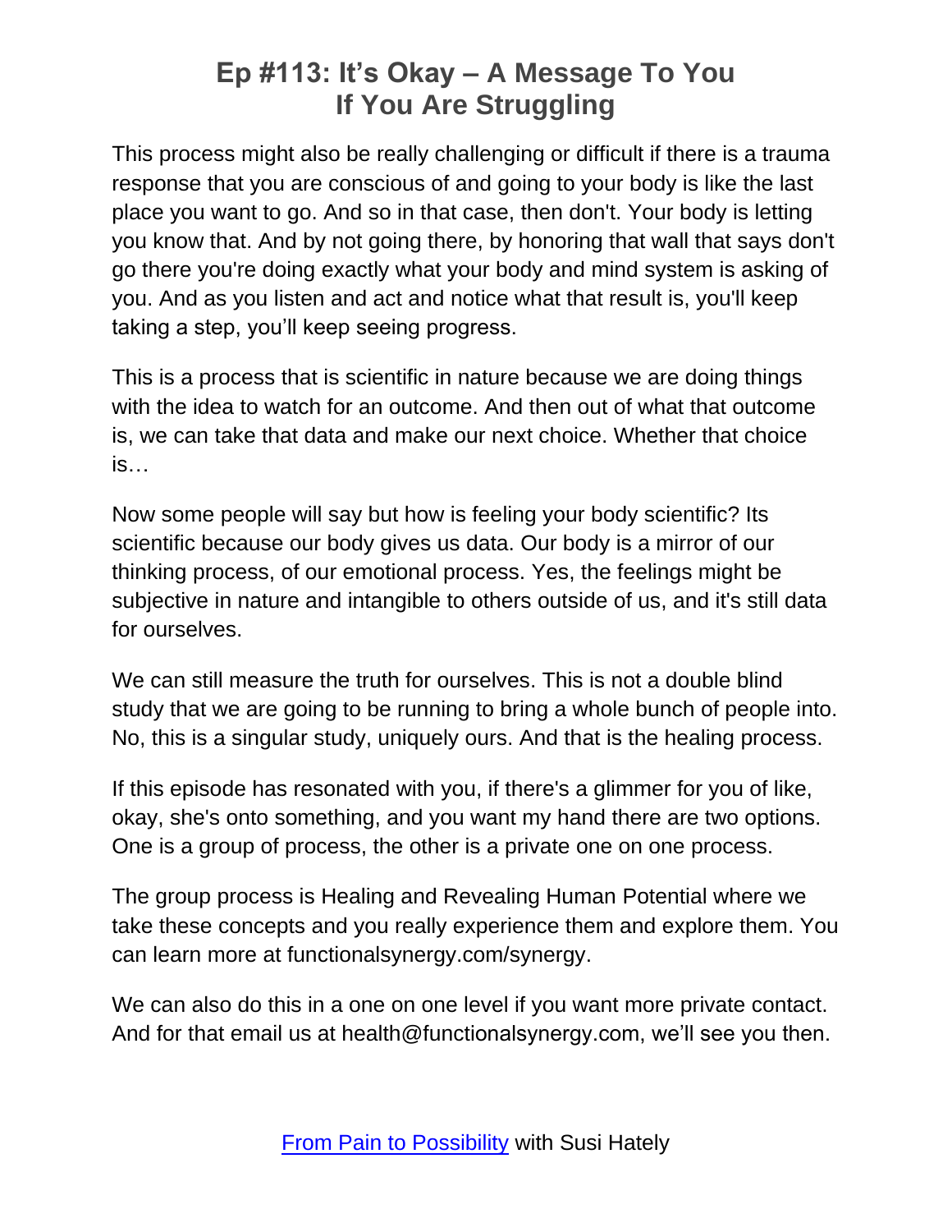This process might also be really challenging or difficult if there is a trauma response that you are conscious of and going to your body is like the last place you want to go. And so in that case, then don't. Your body is letting you know that. And by not going there, by honoring that wall that says don't go there you're doing exactly what your body and mind system is asking of you. And as you listen and act and notice what that result is, you'll keep taking a step, you'll keep seeing progress.

This is a process that is scientific in nature because we are doing things with the idea to watch for an outcome. And then out of what that outcome is, we can take that data and make our next choice. Whether that choice is…

Now some people will say but how is feeling your body scientific? Its scientific because our body gives us data. Our body is a mirror of our thinking process, of our emotional process. Yes, the feelings might be subjective in nature and intangible to others outside of us, and it's still data for ourselves.

We can still measure the truth for ourselves. This is not a double blind study that we are going to be running to bring a whole bunch of people into. No, this is a singular study, uniquely ours. And that is the healing process.

If this episode has resonated with you, if there's a glimmer for you of like, okay, she's onto something, and you want my hand there are two options. One is a group of process, the other is a private one on one process.

The group process is Healing and Revealing Human Potential where we take these concepts and you really experience them and explore them. You can learn more at functionalsynergy.com/synergy.

We can also do this in a one on one level if you want more private contact. And for that email us at health@functionalsynergy.com, we'll see you then.